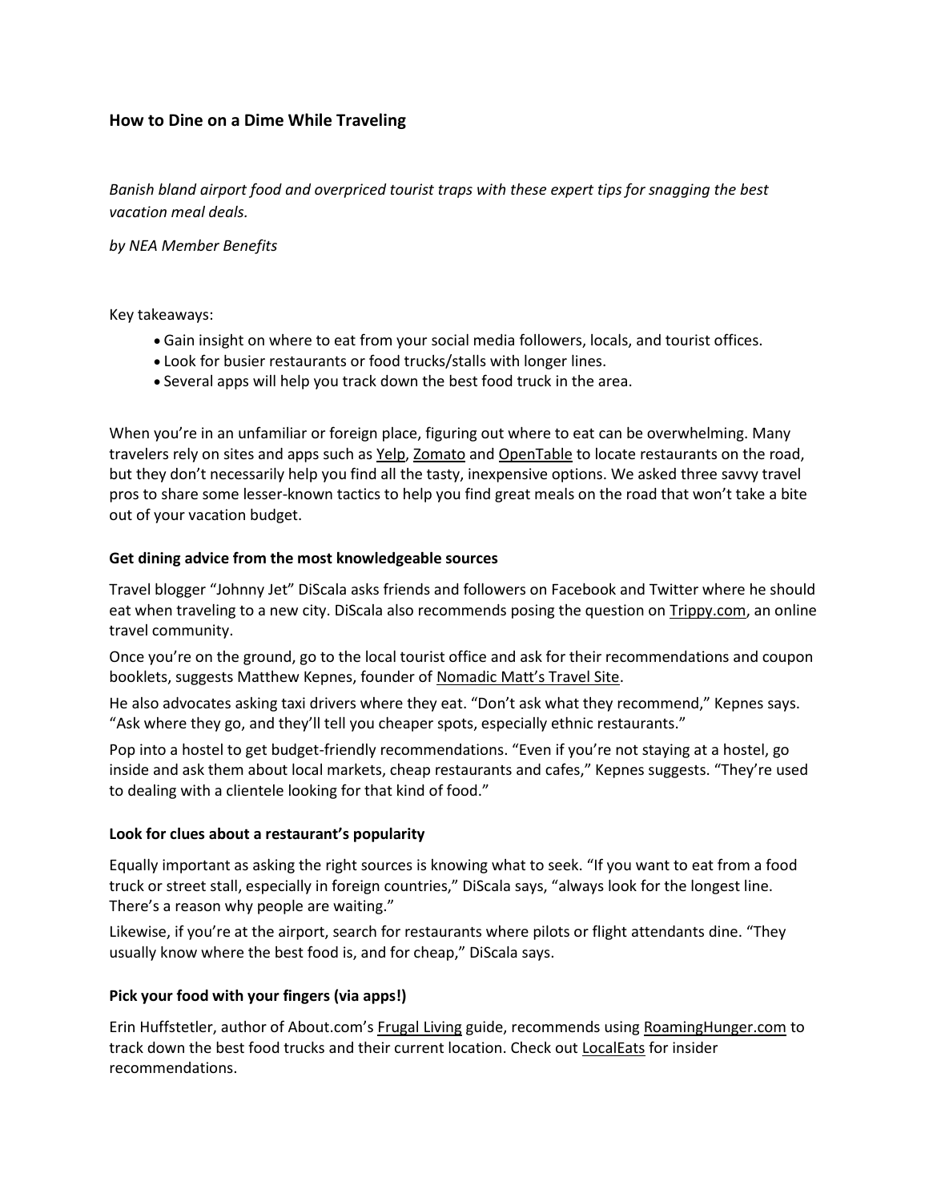# How to Dine on a Dime While Traveling

*Banish bland airport food and overpriced tourist traps with these expert tips for snagging the best vacation meal deals.*

*by NEA Member Benefits*

Key takeaways:

- Gain insight on where to eat from your social media followers, locals, and tourist offices.
- Look for busier restaurants or food trucks/stalls with longer lines.
- Several apps will help you track down the best food truck in the area.

When you're in an unfamiliar or foreign place, figuring out where to eat can be overwhelming. Many travelers rely on sites and apps such as Yelp, Zomato and OpenTable to locate restaurants on the road, but they don't necessarily help you find all the tasty, inexpensive options. We asked three savvy travel pros to share some lesser-known tactics to help you find great meals on the road that won't take a bite out of your vacation budget.

### Get dining advice from the most knowledgeable sources

Travel blogger "Johnny Jet" DiScala asks friends and followers on Facebook and Twitter where he should eat when traveling to a new city. DiScala also recommends posing the question on Trippy.com, an online travel community.

Once you're on the ground, go to the local tourist office and ask for their recommendations and coupon booklets, suggests Matthew Kepnes, founder of Nomadic Matt's Travel Site.

He also advocates asking taxi drivers where they eat. "Don't ask what they recommend," Kepnes says. "Ask where they go, and they'll tell you cheaper spots, especially ethnic restaurants."

Pop into a hostel to get budget-friendly recommendations. "Even if you're not staying at a hostel, go inside and ask them about local markets, cheap restaurants and cafes," Kepnes suggests. "They're used to dealing with a clientele looking for that kind of food."

### Look for clues about a restaurant's popularity

Equally important as asking the right sources is knowing what to seek. "If you want to eat from a food truck or street stall, especially in foreign countries," DiScala says, "always look for the longest line. There's a reason why people are waiting."

Likewise, if you're at the airport, search for restaurants where pilots or flight attendants dine. "They usually know where the best food is, and for cheap," DiScala says.

### Pick your food with your fingers (via apps!)

Erin Huffstetler, author of About.com's Frugal Living guide, recommends using RoamingHunger.com to track down the best food trucks and their current location. Check out LocalEats for insider recommendations.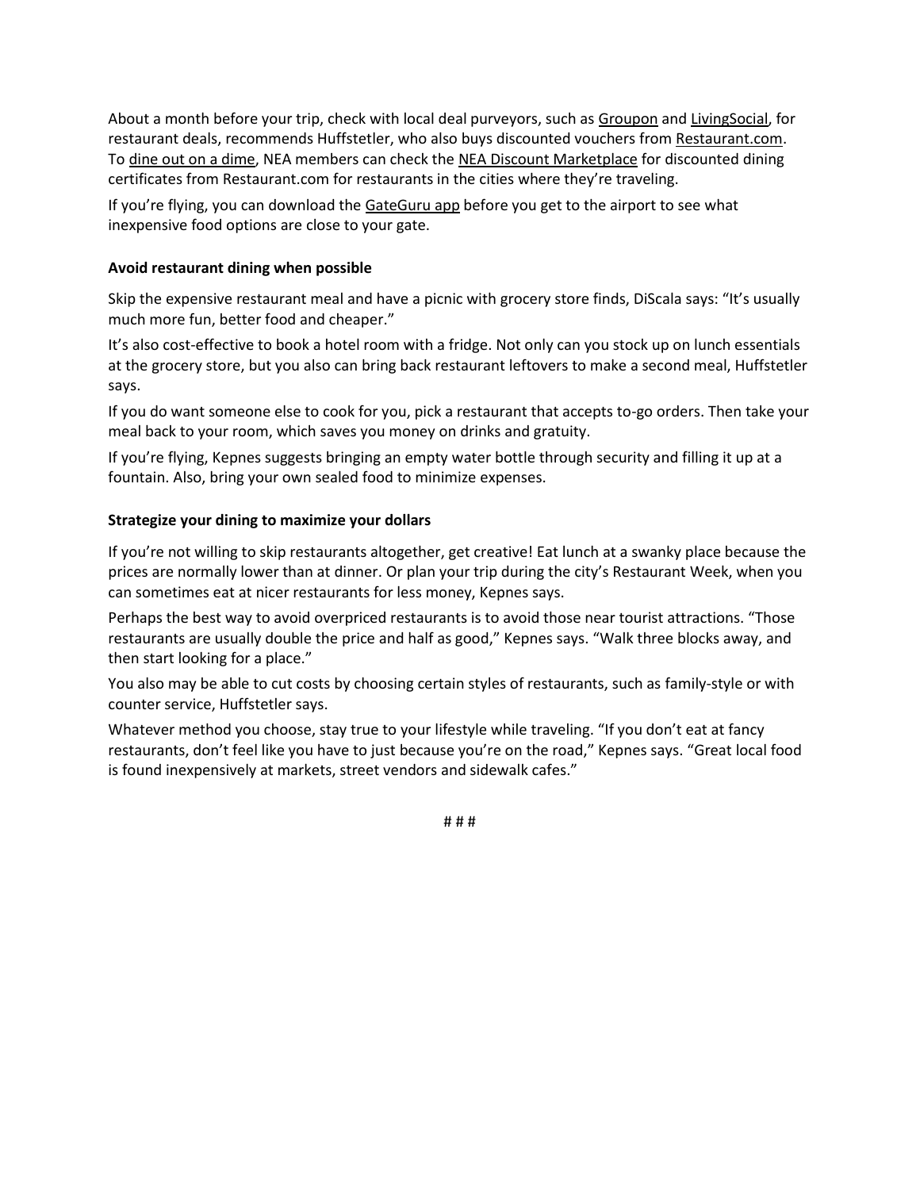About a month before your trip, check with local deal purveyors, such as Groupon and LivingSocial, for restaurant deals, recommends Huffstetler, who also buys discounted vouchers from Restaurant.com. To dine out on a dime, NEA members can check the NEA Discount Marketplace for discounted dining certificates from Restaurant.com for restaurants in the cities where they're traveling.

If you're flying, you can download the GateGuru app before you get to the airport to see what inexpensive food options are close to your gate.

**Avoid restaurant dining when possible**

Skip the expensive restaurant meal and have a picnic with grocery store finds, DiScala says: "It's usually much more fun, better food and cheaper."

It's also cost-effective to book a hotel room with a fridge. Not only can you stock up on lunch essentials at the grocery store, but you also can bring back restaurant leftovers to make a second meal, Huffstetler says.

If you do want someone else to cook for you, pick a restaurant that accepts to-go orders. Then take your meal back to your room, which saves you money on drinks and gratuity.

If you're flying, Kepnes suggests bringing an empty water bottle through security and filling it up at a fountain. Also, bring your own sealed food to minimize expenses.

**Strategize your dining to maximize your dollars**

If you're not willing to skip restaurants altogether, get creative! Eat lunch at a swanky place because the prices are normally lower than at dinner. Or plan your trip during the city's Restaurant Week, when you can sometimes eat at nicer restaurants for less money, Kepnes says.

Perhaps the best way to avoid overpriced restaurants is to avoid those near tourist attractions. "Those restaurants are usually double the price and half as good," Kepnes says. "Walk three blocks away, and then start looking for a place."

You also may be able to cut costs by choosing certain styles of restaurants, such as family-style or with counter service, Huffstetler says.

Whatever method you choose, stay true to your lifestyle while traveling. "If you don't eat at fancy restaurants, don't feel like you have to just because you're on the road," Kepnes says. "Great local food is found inexpensively at markets, street vendors and sidewalk cafes."

# # #